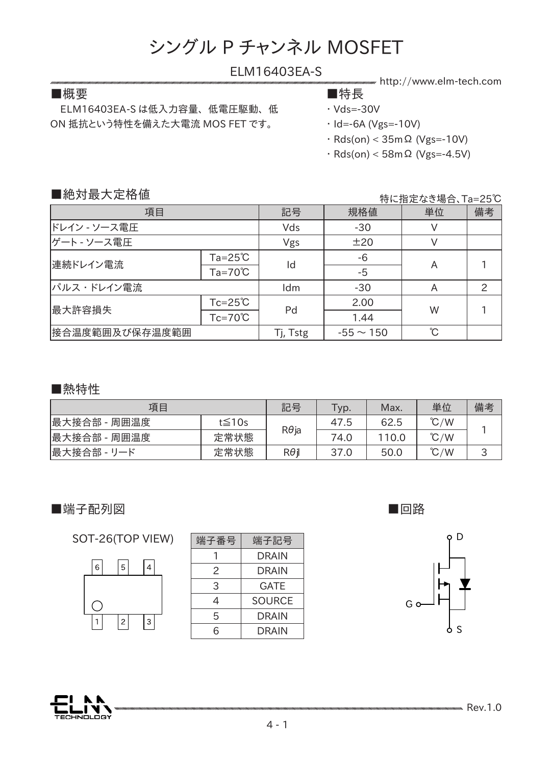# シングル P チャンネル MOSFET

## ELM16403EA-S

http://www.elm-tech.com

### ■概要

ELM16403EA-S は低入力容量、低電圧駆動、低ON 抵抗という特性を備えた大電流 MOS FET です。

### ■特長

- Vds=-30V
- Id=-6A (Vgs=-10V)
- Rds(on) < 35mΩ (Vgs=-10V)
- Rds(on) < 58mΩ (Vgs=-4.5V)

### ■絶対最大定格値

特に指定なき場合、Ta=25℃

| 項目 | | 記号 | 規格値 | 単位 | 備考 |
|---|---|---|---|---|---|
| ドレイン - ソース電圧 | | Vds | -30 | V | |
| ゲート - ソース電圧 | | Vgs | ±20 | V | |
| 連続ドレイン電流 | Ta=25℃ | Id | -6 | A | 1 |
| | Ta=70℃ | | -5 | | |
| パルス・ドレイン電流 | | Idm | -30 | A | 2 |
| 最大許容損失 | Tc=25℃ | Pd | 2.00 | W | 1 |
| | Tc=70℃ | | 1.44 | | |
| 接合温度範囲及び保存温度範囲 | | Tj, Tstg | -55 ～ 150 | ℃ | |

### ■熱特性

| 項目 | | 記号 | Typ. | Max. | 単位 | 備考 |
|---|---|---|---|---|---|---|
| 最大接合部 - 周囲温度 | t≦10s | Rθja | 47.5 | 62.5 | ℃/W | 1 |
| 最大接合部 - 周囲温度 | 定常状態 | | 74.0 | 110.0 | ℃/W | |
| 最大接合部 - リード | 定常状態 | Rθjl | 37.0 | 50.0 | ℃/W | 3 |

### ■端子配列図

SOT-26(TOP VIEW)

| 端子番号 | 端子記号 |
|---|---|
| 1 | DRAIN |
| 2 | DRAIN |
| 3 | GATE |
| 4 | SOURCE |
| 5 | DRAIN |
| 6 | DRAIN |

### ■回路

D, G, S

Rev.1.0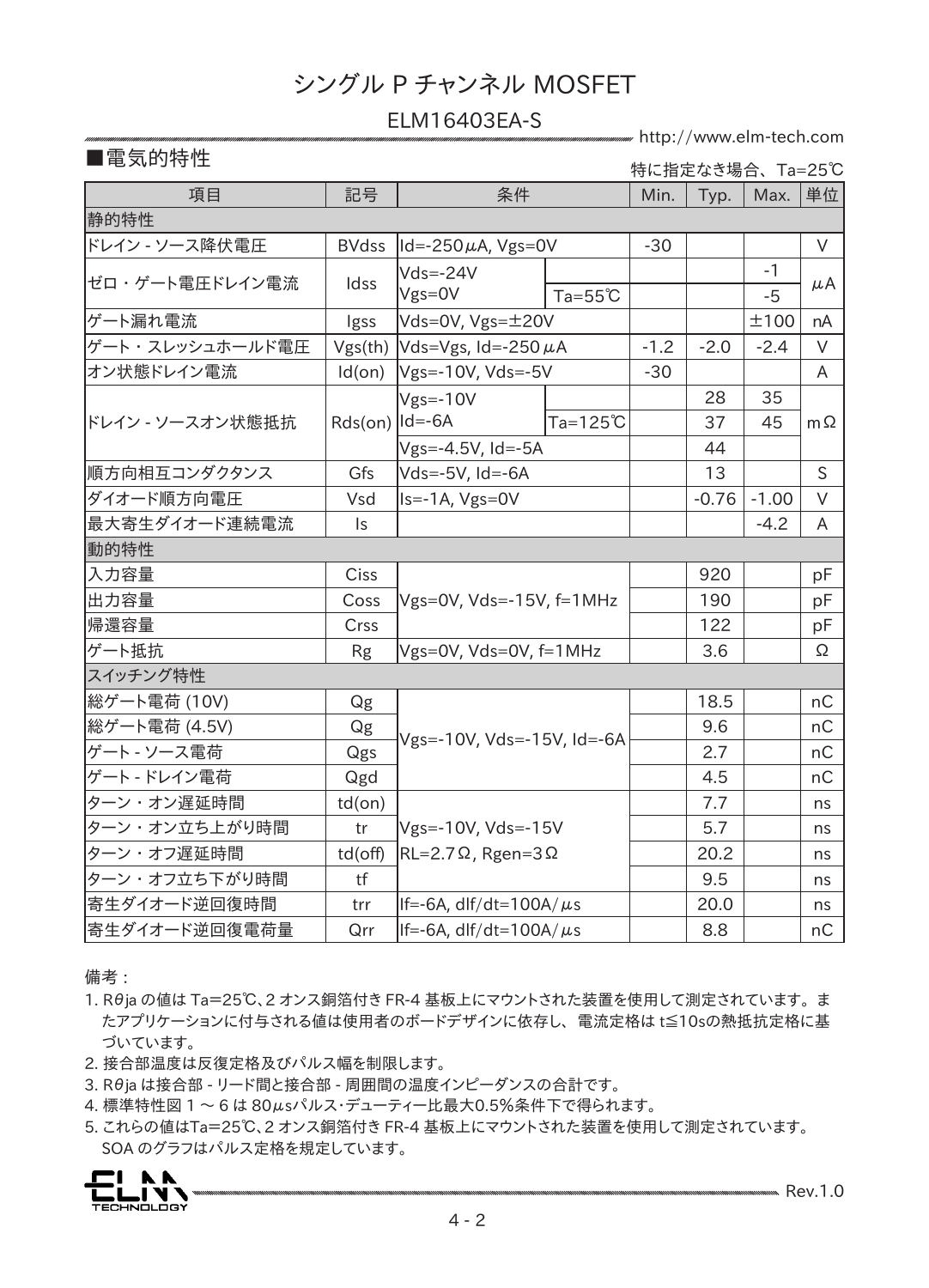# シングル P チャンネル MOSFET

## ELM16403EA-S

### ■電気的特性

特に指定なき場合、Ta=25℃

| 項目 | 記号 | 条件 | | Min. | Typ. | Max. | 単位 |
|---|---|---|---|---|---|---|---|
| **静的特性** | | | | | | | |
| ドレイン - ソース降伏電圧 | BVdss | Id=-250μA, Vgs=0V | | -30 | | | V |
| ゼロ・ゲート電圧ドレイン電流 | Idss | Vds=-24V<br>Vgs=0V | | | | -1 | μA |
| | | | Ta=55℃ | | | -5 | |
| ゲート漏れ電流 | Igss | Vds=0V, Vgs=±20V | | | | ±100 | nA |
| ゲート・スレッシュホールド電圧 | Vgs(th) | Vds=Vgs, Id=-250μA | | -1.2 | -2.0 | -2.4 | V |
| オン状態ドレイン電流 | Id(on) | Vgs=-10V, Vds=-5V | | -30 | | | A |
| ドレイン - ソースオン状態抵抗 | Rds(on) | Vgs=-10V<br>Id=-6A | | | 28 | 35 | mΩ |
| | | | Ta=125℃ | | 37 | 45 | |
| | | Vgs=-4.5V, Id=-5A | | | 44 | | |
| 順方向相互コンダクタンス | Gfs | Vds=-5V, Id=-6A | | | 13 | | S |
| ダイオード順方向電圧 | Vsd | Is=-1A, Vgs=0V | | | -0.76 | -1.00 | V |
| 最大寄生ダイオード連続電流 | Is | | | | | -4.2 | A |
| **動的特性** | | | | | | | |
| 入力容量 | Ciss | Vgs=0V, Vds=-15V, f=1MHz | | | 920 | | pF |
| 出力容量 | Coss | | | | 190 | | pF |
| 帰還容量 | Crss | | | | 122 | | pF |
| ゲート抵抗 | Rg | Vgs=0V, Vds=0V, f=1MHz | | | 3.6 | | Ω |
| **スイッチング特性** | | | | | | | |
| 総ゲート電荷 (10V) | Qg | Vgs=-10V, Vds=-15V, Id=-6A | | | 18.5 | | nC |
| 総ゲート電荷 (4.5V) | Qg | | | | 9.6 | | nC |
| ゲート - ソース電荷 | Qgs | | | | 2.7 | | nC |
| ゲート - ドレイン電荷 | Qgd | | | | 4.5 | | nC |
| ターン・オン遅延時間 | td(on) | Vgs=-10V, Vds=-15V<br>RL=2.7Ω, Rgen=3Ω | | | 7.7 | | ns |
| ターン・オン立ち上がり時間 | tr | | | | 5.7 | | ns |
| ターン・オフ遅延時間 | td(off) | | | | 20.2 | | ns |
| ターン・オフ立ち下がり時間 | tf | | | | 9.5 | | ns |
| 寄生ダイオード逆回復時間 | trr | If=-6A, dIf/dt=100A/μs | | | 20.0 | | ns |
| 寄生ダイオード逆回復電荷量 | Qrr | If=-6A, dIf/dt=100A/μs | | | 8.8 | | nC |

備考：

1. Rθja の値は Ta=25℃、2 オンス銅箔付き FR-4 基板上にマウントされた装置を使用して測定されています。またアプリケーションに付与される値は使用者のボードデザインに依存し、電流定格は t≦10sの熱抵抗定格に基づいています。
2. 接合部温度は反復定格及びパルス幅を制限します。
3. Rθja は接合部 - リード間と接合部 - 周囲間の温度インピーダンスの合計です。
4. 標準特性図 1 ～ 6 は 80μsパルス･デューティー比最大0.5%条件下で得られます。
5. これらの値はTa=25℃、2 オンス銅箔付き FR-4 基板上にマウントされた装置を使用して測定されています。SOA のグラフはパルス定格を規定しています。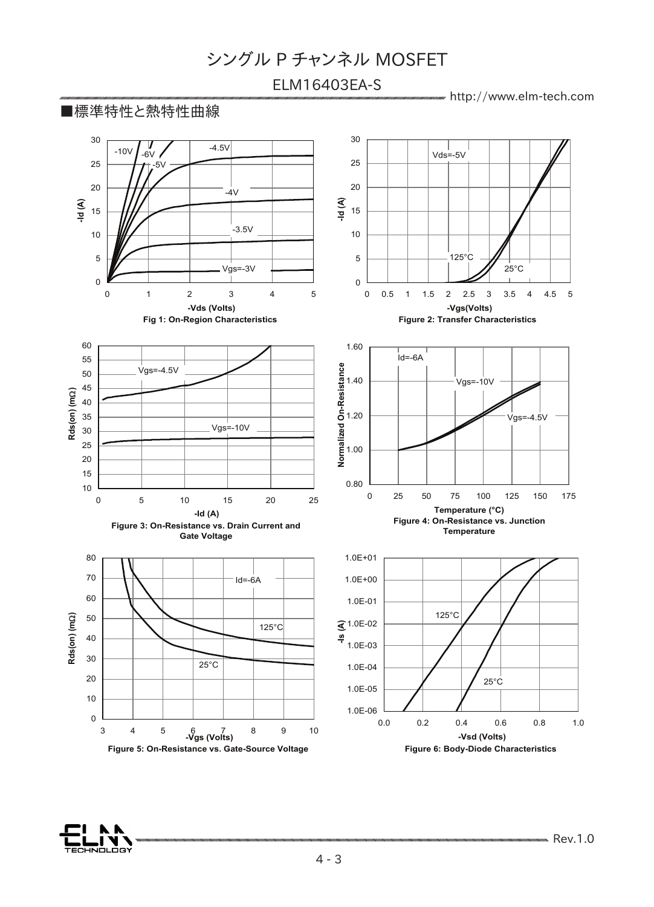■標準特性と熱特性曲線

Fig 1: On-Region Characteristics

Figure 2: Transfer Characteristics

Figure 3: On-Resistance vs. Drain Current and Gate Voltage

Figure 4: On-Resistance vs. Junction Temperature

Figure 5: On-Resistance vs. Gate-Source Voltage

Figure 6: Body-Diode Characteristics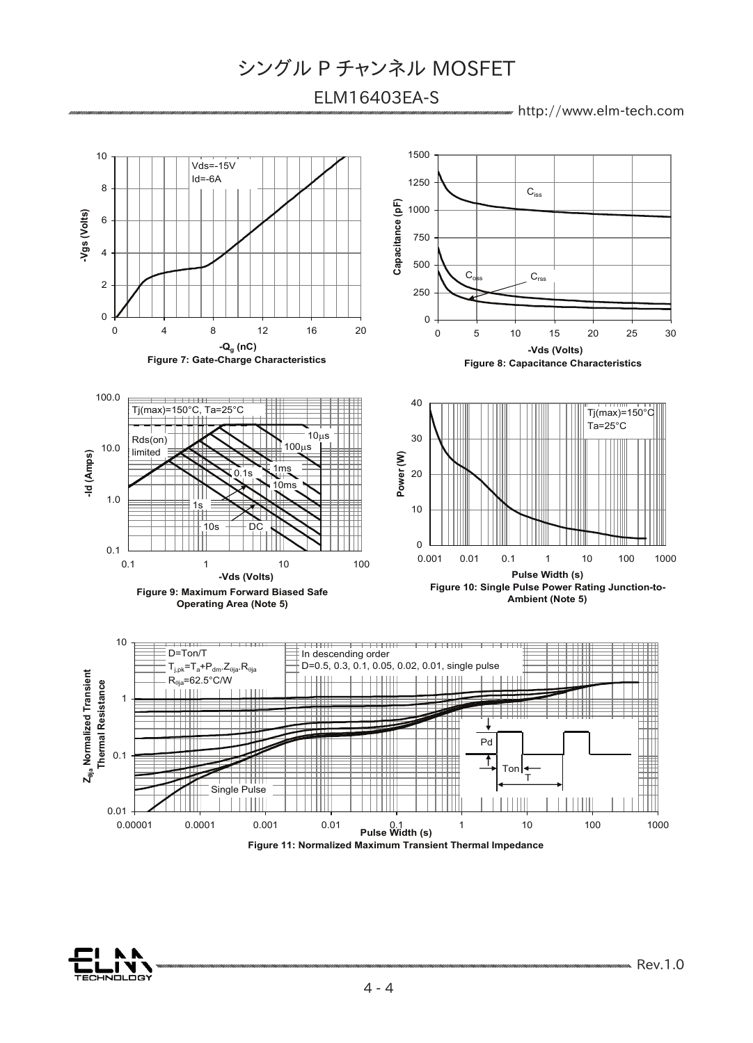# シングル P チャンネル MOSFET

## ELM16403EA-S

Vds=-15V
Id=-6A

-Vgs (Volts)

10
8
6
4
2
0

0 4 8 12 16 20

$-Q_g$ (nC)

**Figure 7: Gate-Charge Characteristics**

1500
1250
1000
750
500
250
0

Capacitance (pF)

$C_{iss}$

$C_{oss}$

$C_{rss}$

0 5 10 15 20 25 30

-Vds (Volts)

**Figure 8: Capacitance Characteristics**

100.0
10.0
1.0
0.1

-Id (Amps)

Tj(max)=150°C, Ta=25°C

Rds(on) limited

10µs
100µs
1ms
10ms
0.1s
1s
10s
DC

0.1 1 10 100

-Vds (Volts)

**Figure 9: Maximum Forward Biased Safe Operating Area (Note 5)**

40
30
20
10
0

Power (W)

Tj(max)=150°C
Ta=25°C

0.001 0.01 0.1 1 10 100 1000

Pulse Width (s)

**Figure 10: Single Pulse Power Rating Junction-to-Ambient (Note 5)**

10
1
0.1
0.01

$Z_{\theta ja}$ Normalized Transient Thermal Resistance

D=Ton/T
$T_{j,pk}=T_a+P_{dm}.Z_{\theta ja}.R_{\theta ja}$
$R_{\theta ja}$=62.5°C/W

In descending order
D=0.5, 0.3, 0.1, 0.05, 0.02, 0.01, single pulse

Single Pulse

Pd
Ton
T

0.00001 0.0001 0.001 0.01 0.1 1 10 100 1000

Pulse Width (s)

**Figure 11: Normalized Maximum Transient Thermal Impedance**

Rev.1.0